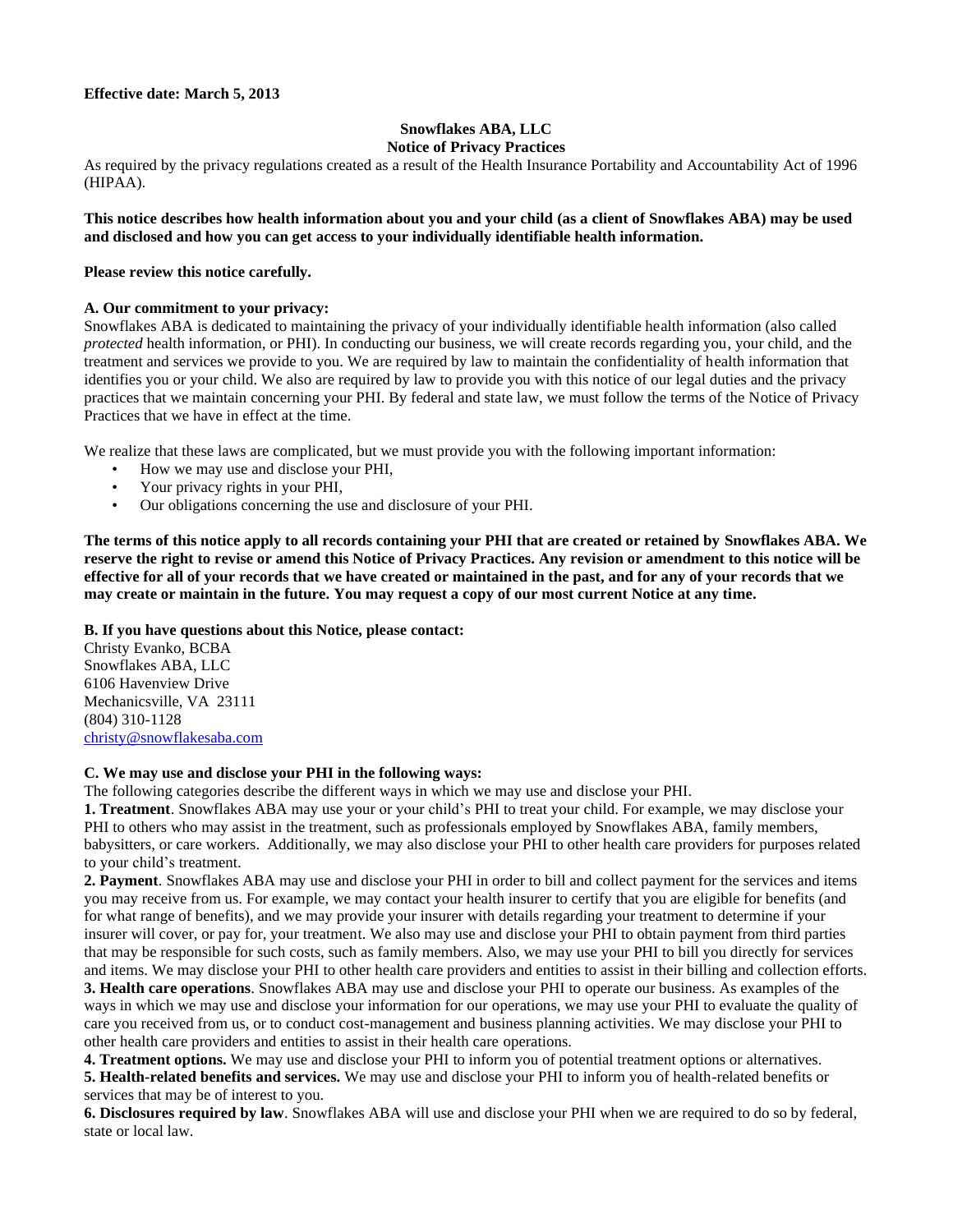**Effective date: March 5, 2013**

# Snowflakes ABA, LLC
## Notice of Privacy Practices

As required by the privacy regulations created as a result of the Health Insurance Portability and Accountability Act of 1996 (HIPAA).

**This notice describes how health information about you and your child (as a client of Snowflakes ABA) may be used and disclosed and how you can get access to your individually identifiable health information.**

**Please review this notice carefully.**

### A. Our commitment to your privacy:

Snowflakes ABA is dedicated to maintaining the privacy of your individually identifiable health information (also called *protected* health information, or PHI). In conducting our business, we will create records regarding you, your child, and the treatment and services we provide to you. We are required by law to maintain the confidentiality of health information that identifies you or your child. We also are required by law to provide you with this notice of our legal duties and the privacy practices that we maintain concerning your PHI. By federal and state law, we must follow the terms of the Notice of Privacy Practices that we have in effect at the time.

We realize that these laws are complicated, but we must provide you with the following important information:

- How we may use and disclose your PHI,
- Your privacy rights in your PHI,
- Our obligations concerning the use and disclosure of your PHI.

**The terms of this notice apply to all records containing your PHI that are created or retained by Snowflakes ABA. We reserve the right to revise or amend this Notice of Privacy Practices. Any revision or amendment to this notice will be effective for all of your records that we have created or maintained in the past, and for any of your records that we may create or maintain in the future. You may request a copy of our most current Notice at any time.**

### B. If you have questions about this Notice, please contact:

Christy Evanko, BCBA
Snowflakes ABA, LLC
6106 Havenview Drive
Mechanicsville, VA 23111
(804) 310-1128
christy@snowflakesaba.com

### C. We may use and disclose your PHI in the following ways:

The following categories describe the different ways in which we may use and disclose your PHI.

**1. Treatment**. Snowflakes ABA may use your or your child's PHI to treat your child. For example, we may disclose your PHI to others who may assist in the treatment, such as professionals employed by Snowflakes ABA, family members, babysitters, or care workers. Additionally, we may also disclose your PHI to other health care providers for purposes related to your child's treatment.

**2. Payment**. Snowflakes ABA may use and disclose your PHI in order to bill and collect payment for the services and items you may receive from us. For example, we may contact your health insurer to certify that you are eligible for benefits (and for what range of benefits), and we may provide your insurer with details regarding your treatment to determine if your insurer will cover, or pay for, your treatment. We also may use and disclose your PHI to obtain payment from third parties that may be responsible for such costs, such as family members. Also, we may use your PHI to bill you directly for services and items. We may disclose your PHI to other health care providers and entities to assist in their billing and collection efforts.

**3. Health care operations**. Snowflakes ABA may use and disclose your PHI to operate our business. As examples of the ways in which we may use and disclose your information for our operations, we may use your PHI to evaluate the quality of care you received from us, or to conduct cost-management and business planning activities. We may disclose your PHI to other health care providers and entities to assist in their health care operations.

**4. Treatment options.** We may use and disclose your PHI to inform you of potential treatment options or alternatives.

**5. Health-related benefits and services.** We may use and disclose your PHI to inform you of health-related benefits or services that may be of interest to you.

**6. Disclosures required by law**. Snowflakes ABA will use and disclose your PHI when we are required to do so by federal, state or local law.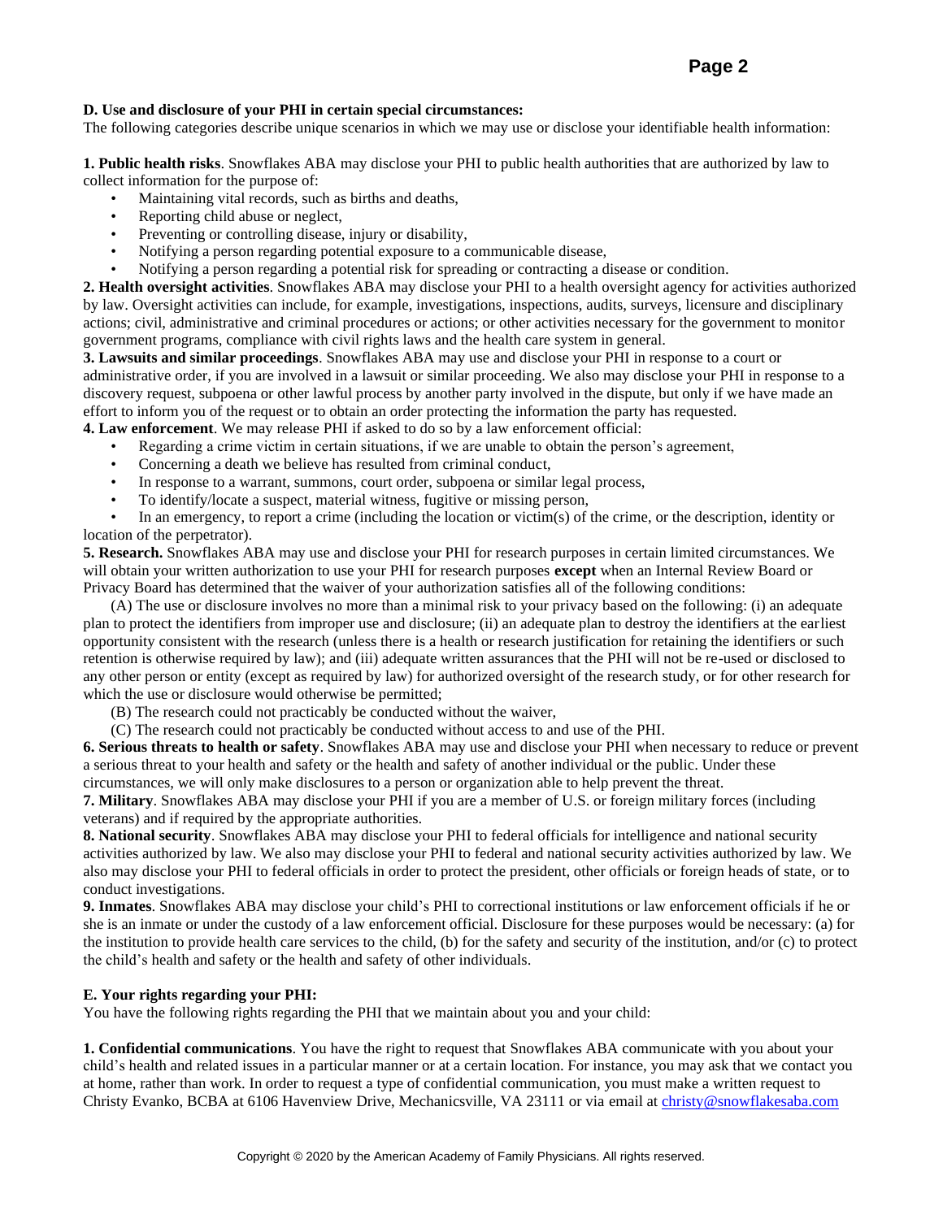**D. Use and disclosure of your PHI in certain special circumstances:**
The following categories describe unique scenarios in which we may use or disclose your identifiable health information:

**1. Public health risks**. Snowflakes ABA may disclose your PHI to public health authorities that are authorized by law to collect information for the purpose of:

- Maintaining vital records, such as births and deaths,
- Reporting child abuse or neglect,
- Preventing or controlling disease, injury or disability,
- Notifying a person regarding potential exposure to a communicable disease,
- Notifying a person regarding a potential risk for spreading or contracting a disease or condition.

**2. Health oversight activities**. Snowflakes ABA may disclose your PHI to a health oversight agency for activities authorized by law. Oversight activities can include, for example, investigations, inspections, audits, surveys, licensure and disciplinary actions; civil, administrative and criminal procedures or actions; or other activities necessary for the government to monitor government programs, compliance with civil rights laws and the health care system in general.

**3. Lawsuits and similar proceedings**. Snowflakes ABA may use and disclose your PHI in response to a court or administrative order, if you are involved in a lawsuit or similar proceeding. We also may disclose your PHI in response to a discovery request, subpoena or other lawful process by another party involved in the dispute, but only if we have made an effort to inform you of the request or to obtain an order protecting the information the party has requested.

**4. Law enforcement**. We may release PHI if asked to do so by a law enforcement official:

- Regarding a crime victim in certain situations, if we are unable to obtain the person's agreement,
- Concerning a death we believe has resulted from criminal conduct,
- In response to a warrant, summons, court order, subpoena or similar legal process,
- To identify/locate a suspect, material witness, fugitive or missing person,
- In an emergency, to report a crime (including the location or victim(s) of the crime, or the description, identity or location of the perpetrator).

**5. Research.** Snowflakes ABA may use and disclose your PHI for research purposes in certain limited circumstances. We will obtain your written authorization to use your PHI for research purposes **except** when an Internal Review Board or Privacy Board has determined that the waiver of your authorization satisfies all of the following conditions:

(A) The use or disclosure involves no more than a minimal risk to your privacy based on the following: (i) an adequate plan to protect the identifiers from improper use and disclosure; (ii) an adequate plan to destroy the identifiers at the earliest opportunity consistent with the research (unless there is a health or research justification for retaining the identifiers or such retention is otherwise required by law); and (iii) adequate written assurances that the PHI will not be re-used or disclosed to any other person or entity (except as required by law) for authorized oversight of the research study, or for other research for which the use or disclosure would otherwise be permitted;

(B) The research could not practicably be conducted without the waiver,

(C) The research could not practicably be conducted without access to and use of the PHI.

**6. Serious threats to health or safety**. Snowflakes ABA may use and disclose your PHI when necessary to reduce or prevent a serious threat to your health and safety or the health and safety of another individual or the public. Under these circumstances, we will only make disclosures to a person or organization able to help prevent the threat.

**7. Military**. Snowflakes ABA may disclose your PHI if you are a member of U.S. or foreign military forces (including veterans) and if required by the appropriate authorities.

**8. National security**. Snowflakes ABA may disclose your PHI to federal officials for intelligence and national security activities authorized by law. We also may disclose your PHI to federal and national security activities authorized by law. We also may disclose your PHI to federal officials in order to protect the president, other officials or foreign heads of state, or to conduct investigations.

**9. Inmates**. Snowflakes ABA may disclose your child's PHI to correctional institutions or law enforcement officials if he or she is an inmate or under the custody of a law enforcement official. Disclosure for these purposes would be necessary: (a) for the institution to provide health care services to the child, (b) for the safety and security of the institution, and/or (c) to protect the child's health and safety or the health and safety of other individuals.

**E. Your rights regarding your PHI:**
You have the following rights regarding the PHI that we maintain about you and your child:

**1. Confidential communications**. You have the right to request that Snowflakes ABA communicate with you about your child's health and related issues in a particular manner or at a certain location. For instance, you may ask that we contact you at home, rather than work. In order to request a type of confidential communication, you must make a written request to Christy Evanko, BCBA at 6106 Havenview Drive, Mechanicsville, VA 23111 or via email at christy@snowflakesaba.com

Copyright © 2020 by the American Academy of Family Physicians. All rights reserved.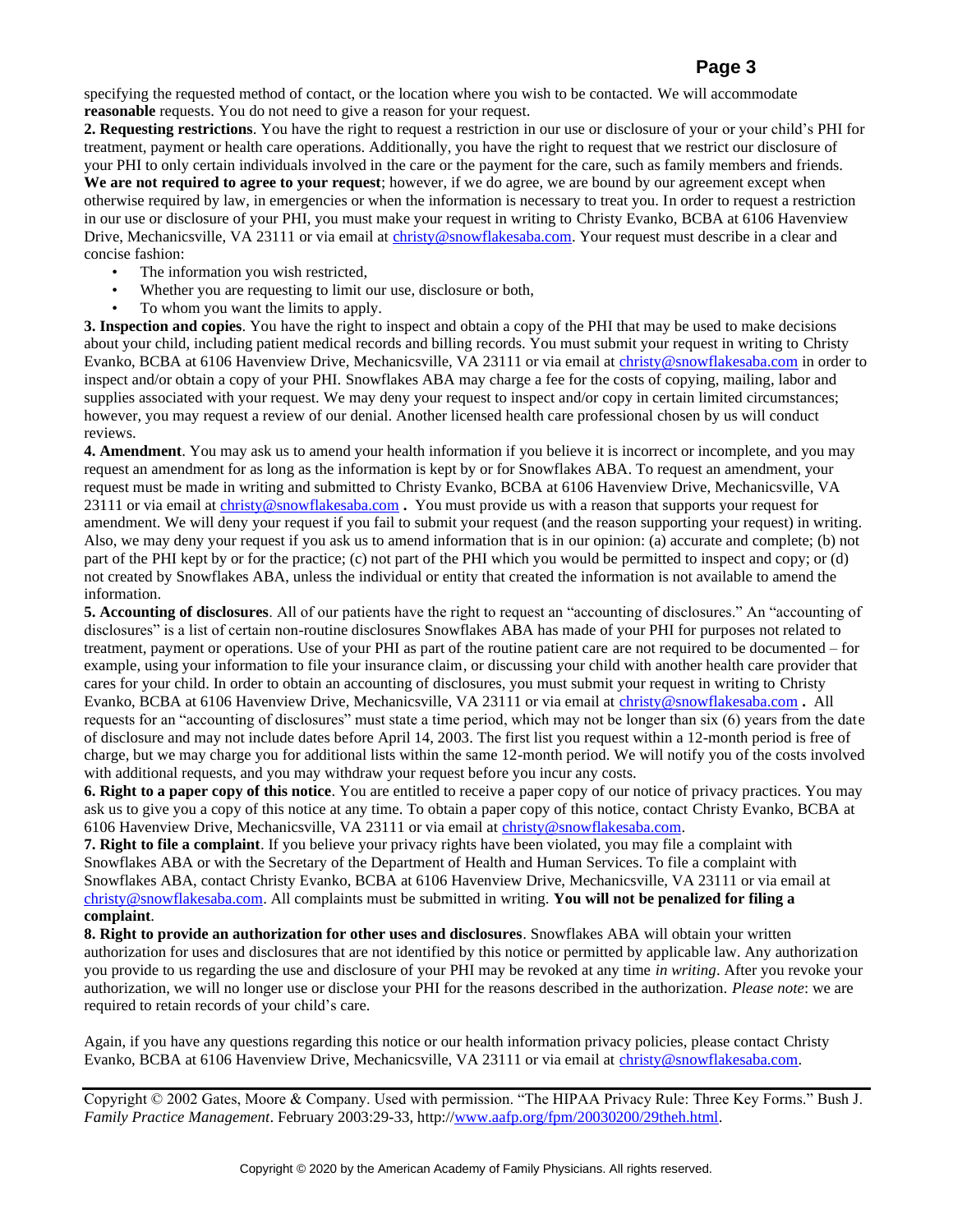specifying the requested method of contact, or the location where you wish to be contacted. We will accommodate **reasonable** requests. You do not need to give a reason for your request.

**2. Requesting restrictions**. You have the right to request a restriction in our use or disclosure of your or your child's PHI for treatment, payment or health care operations. Additionally, you have the right to request that we restrict our disclosure of your PHI to only certain individuals involved in the care or the payment for the care, such as family members and friends. **We are not required to agree to your request**; however, if we do agree, we are bound by our agreement except when otherwise required by law, in emergencies or when the information is necessary to treat you. In order to request a restriction in our use or disclosure of your PHI, you must make your request in writing to Christy Evanko, BCBA at 6106 Havenview Drive, Mechanicsville, VA 23111 or via email at christy@snowflakesaba.com. Your request must describe in a clear and concise fashion:

- The information you wish restricted,
- Whether you are requesting to limit our use, disclosure or both,
- To whom you want the limits to apply.

**3. Inspection and copies**. You have the right to inspect and obtain a copy of the PHI that may be used to make decisions about your child, including patient medical records and billing records. You must submit your request in writing to Christy Evanko, BCBA at 6106 Havenview Drive, Mechanicsville, VA 23111 or via email at christy@snowflakesaba.com in order to inspect and/or obtain a copy of your PHI. Snowflakes ABA may charge a fee for the costs of copying, mailing, labor and supplies associated with your request. We may deny your request to inspect and/or copy in certain limited circumstances; however, you may request a review of our denial. Another licensed health care professional chosen by us will conduct reviews.

**4. Amendment**. You may ask us to amend your health information if you believe it is incorrect or incomplete, and you may request an amendment for as long as the information is kept by or for Snowflakes ABA. To request an amendment, your request must be made in writing and submitted to Christy Evanko, BCBA at 6106 Havenview Drive, Mechanicsville, VA 23111 or via email at christy@snowflakesaba.com **.** You must provide us with a reason that supports your request for amendment. We will deny your request if you fail to submit your request (and the reason supporting your request) in writing. Also, we may deny your request if you ask us to amend information that is in our opinion: (a) accurate and complete; (b) not part of the PHI kept by or for the practice; (c) not part of the PHI which you would be permitted to inspect and copy; or (d) not created by Snowflakes ABA, unless the individual or entity that created the information is not available to amend the information.

**5. Accounting of disclosures**. All of our patients have the right to request an "accounting of disclosures." An "accounting of disclosures" is a list of certain non-routine disclosures Snowflakes ABA has made of your PHI for purposes not related to treatment, payment or operations. Use of your PHI as part of the routine patient care are not required to be documented – for example, using your information to file your insurance claim, or discussing your child with another health care provider that cares for your child. In order to obtain an accounting of disclosures, you must submit your request in writing to Christy Evanko, BCBA at 6106 Havenview Drive, Mechanicsville, VA 23111 or via email at christy@snowflakesaba.com **.** All requests for an "accounting of disclosures" must state a time period, which may not be longer than six (6) years from the date of disclosure and may not include dates before April 14, 2003. The first list you request within a 12-month period is free of charge, but we may charge you for additional lists within the same 12-month period. We will notify you of the costs involved with additional requests, and you may withdraw your request before you incur any costs.

**6. Right to a paper copy of this notice**. You are entitled to receive a paper copy of our notice of privacy practices. You may ask us to give you a copy of this notice at any time. To obtain a paper copy of this notice, contact Christy Evanko, BCBA at 6106 Havenview Drive, Mechanicsville, VA 23111 or via email at christy@snowflakesaba.com.

**7. Right to file a complaint**. If you believe your privacy rights have been violated, you may file a complaint with Snowflakes ABA or with the Secretary of the Department of Health and Human Services. To file a complaint with Snowflakes ABA, contact Christy Evanko, BCBA at 6106 Havenview Drive, Mechanicsville, VA 23111 or via email at christy@snowflakesaba.com. All complaints must be submitted in writing. **You will not be penalized for filing a complaint**.

**8. Right to provide an authorization for other uses and disclosures**. Snowflakes ABA will obtain your written authorization for uses and disclosures that are not identified by this notice or permitted by applicable law. Any authorization you provide to us regarding the use and disclosure of your PHI may be revoked at any time *in writing*. After you revoke your authorization, we will no longer use or disclose your PHI for the reasons described in the authorization. *Please note*: we are required to retain records of your child's care.

Again, if you have any questions regarding this notice or our health information privacy policies, please contact Christy Evanko, BCBA at 6106 Havenview Drive, Mechanicsville, VA 23111 or via email at christy@snowflakesaba.com.

---

Copyright © 2002 Gates, Moore & Company. Used with permission. "The HIPAA Privacy Rule: Three Key Forms." Bush J. *Family Practice Management*. February 2003:29-33, http://www.aafp.org/fpm/20030200/29theh.html.

Copyright © 2020 by the American Academy of Family Physicians. All rights reserved.